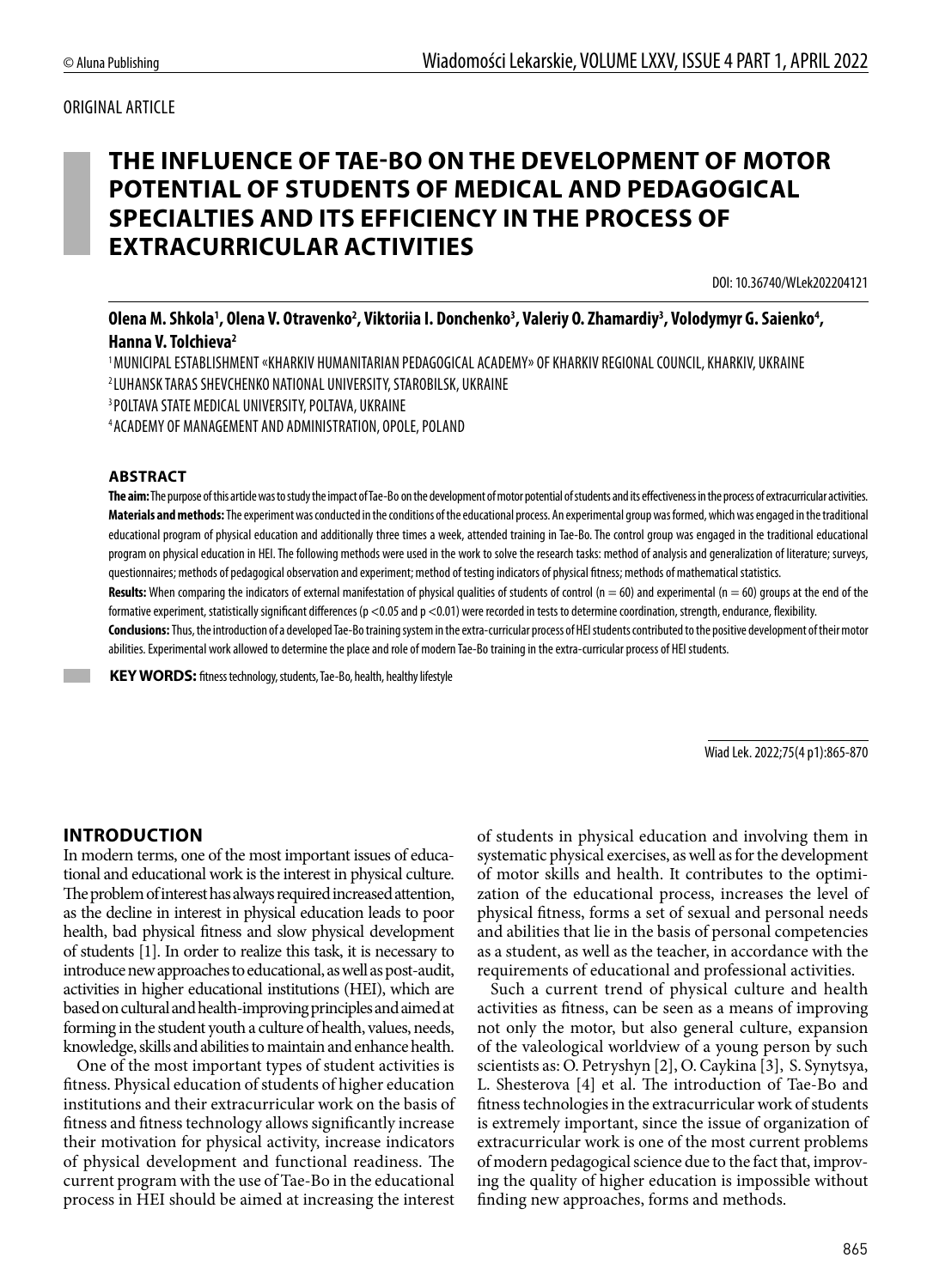ORIGINAL ARTICLE

# THE INFLUENCE OF TAE-BO ON THE DEVELOPMENT OF MOTOR POTENTIAL OF STUDENTS OF MEDICAL AND PEDAGOGICAL SPECIALTIES AND ITS EFFICIENCY IN THE PROCESS OF EXTRACURRICULAR ACTIVITIES

DOI: 10.36740/WLek202204121

**Olena M. Shkola[1], Olena V. Otravenko[2], Viktoriia I. Donchenko[3], Valeriy O. Zhamardiy[3], Volodymyr G. Saienko[4], Hanna V. Tolchieva[2]**

[1] MUNICIPAL ESTABLISHMENT «KHARKIV HUMANITARIAN PEDAGOGICAL ACADEMY» OF KHARKIV REGIONAL COUNCIL, KHARKIV, UKRAINE
[2] LUHANSK TARAS SHEVCHENKO NATIONAL UNIVERSITY, STAROBILSK, UKRAINE
[3] POLTAVA STATE MEDICAL UNIVERSITY, POLTAVA, UKRAINE
[4] ACADEMY OF MANAGEMENT AND ADMINISTRATION, OPOLE, POLAND

## ABSTRACT

**The aim:** The purpose of this article was to study the impact of Tae-Bo on the development of motor potential of students and its effectiveness in the process of extracurricular activities.

**Materials and methods:** The experiment was conducted in the conditions of the educational process. An experimental group was formed, which was engaged in the traditional educational program of physical education and additionally three times a week, attended training in Tae-Bo. The control group was engaged in the traditional educational program on physical education in HEI. The following methods were used in the work to solve the research tasks: method of analysis and generalization of literature; surveys, questionnaires; methods of pedagogical observation and experiment; method of testing indicators of physical fitness; methods of mathematical statistics.

**Results:** When comparing the indicators of external manifestation of physical qualities of students of control (n = 60) and experimental (n = 60) groups at the end of the formative experiment, statistically significant differences ($p < 0.05$ and $p < 0.01$) were recorded in tests to determine coordination, strength, endurance, flexibility.

**Conclusions:** Thus, the introduction of a developed Tae-Bo training system in the extra-curricular process of HEI students contributed to the positive development of their motor abilities. Experimental work allowed to determine the place and role of modern Tae-Bo training in the extra-curricular process of HEI students.

**KEY WORDS:** fitness technology, students, Tae-Bo, health, healthy lifestyle

Wiad Lek. 2022;75(4 p1):865-870

## INTRODUCTION

In modern terms, one of the most important issues of educational and educational work is the interest in physical culture. The problem of interest has always required increased attention, as the decline in interest in physical education leads to poor health, bad physical fitness and slow physical development of students [1]. In order to realize this task, it is necessary to introduce new approaches to educational, as well as post-audit, activities in higher educational institutions (HEI), which are based on cultural and health-improving principles and aimed at forming in the student youth a culture of health, values, needs, knowledge, skills and abilities to maintain and enhance health.

One of the most important types of student activities is fitness. Physical education of students of higher education institutions and their extracurricular work on the basis of fitness and fitness technology allows significantly increase their motivation for physical activity, increase indicators of physical development and functional readiness. The current program with the use of Tae-Bo in the educational process in HEI should be aimed at increasing the interest of students in physical education and involving them in systematic physical exercises, as well as for the development of motor skills and health. It contributes to the optimization of the educational process, increases the level of physical fitness, forms a set of sexual and personal needs and abilities that lie in the basis of personal competencies as a student, as well as the teacher, in accordance with the requirements of educational and professional activities.

Such a current trend of physical culture and health activities as fitness, can be seen as a means of improving not only the motor, but also general culture, expansion of the valeological worldview of a young person by such scientists as: O. Petryshyn [2], O. Caykina [3], S. Synytsya, L. Shesterova [4] et al. The introduction of Tae-Bo and fitness technologies in the extracurricular work of students is extremely important, since the issue of organization of extracurricular work is one of the most current problems of modern pedagogical science due to the fact that, improving the quality of higher education is impossible without finding new approaches, forms and methods.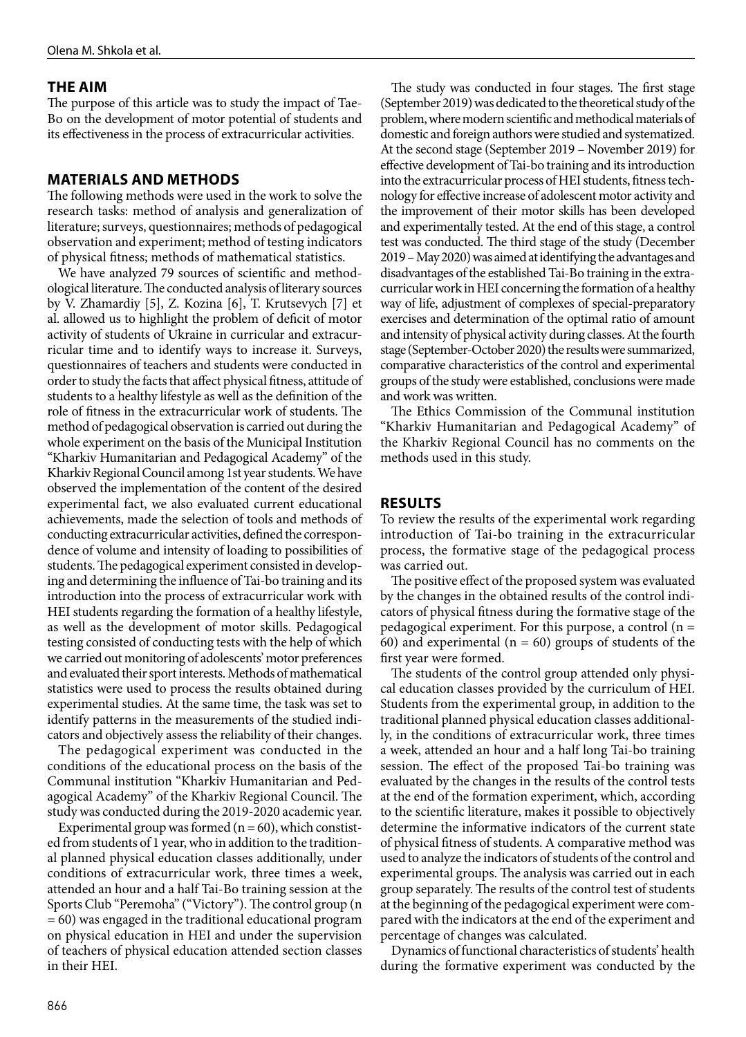## THE AIM

The purpose of this article was to study the impact of Tae-Bo on the development of motor potential of students and its effectiveness in the process of extracurricular activities.

## MATERIALS AND METHODS

The following methods were used in the work to solve the research tasks: method of analysis and generalization of literature; surveys, questionnaires; methods of pedagogical observation and experiment; method of testing indicators of physical fitness; methods of mathematical statistics.

We have analyzed 79 sources of scientific and methodological literature. The conducted analysis of literary sources by V. Zhamardiy [5], Z. Kozina [6], T. Krutsevych [7] et al. allowed us to highlight the problem of deficit of motor activity of students of Ukraine in curricular and extracurricular time and to identify ways to increase it. Surveys, questionnaires of teachers and students were conducted in order to study the facts that affect physical fitness, attitude of students to a healthy lifestyle as well as the definition of the role of fitness in the extracurricular work of students. The method of pedagogical observation is carried out during the whole experiment on the basis of the Municipal Institution "Kharkiv Humanitarian and Pedagogical Academy" of the Kharkiv Regional Council among 1st year students. We have observed the implementation of the content of the desired experimental fact, we also evaluated current educational achievements, made the selection of tools and methods of conducting extracurricular activities, defined the correspondence of volume and intensity of loading to possibilities of students. The pedagogical experiment consisted in developing and determining the influence of Tai-bo training and its introduction into the process of extracurricular work with HEI students regarding the formation of a healthy lifestyle, as well as the development of motor skills. Pedagogical testing consisted of conducting tests with the help of which we carried out monitoring of adolescents' motor preferences and evaluated their sport interests. Methods of mathematical statistics were used to process the results obtained during experimental studies. At the same time, the task was set to identify patterns in the measurements of the studied indicators and objectively assess the reliability of their changes.

The pedagogical experiment was conducted in the conditions of the educational process on the basis of the Communal institution "Kharkiv Humanitarian and Pedagogical Academy" of the Kharkiv Regional Council. The study was conducted during the 2019-2020 academic year.

Experimental group was formed (n = 60), which consisted from students of 1 year, who in addition to the traditional planned physical education classes additionally, under conditions of extracurricular work, three times a week, attended an hour and a half Tai-Bo training session at the Sports Club "Peremoha" ("Victory"). The control group (n = 60) was engaged in the traditional educational program on physical education in HEI and under the supervision of teachers of physical education attended section classes in their HEI.

The study was conducted in four stages. The first stage (September 2019) was dedicated to the theoretical study of the problem, where modern scientific and methodical materials of domestic and foreign authors were studied and systematized. At the second stage (September 2019 – November 2019) for effective development of Tai-bo training and its introduction into the extracurricular process of HEI students, fitness technology for effective increase of adolescent motor activity and the improvement of their motor skills has been developed and experimentally tested. At the end of this stage, a control test was conducted. The third stage of the study (December 2019 – May 2020) was aimed at identifying the advantages and disadvantages of the established Tai-Bo training in the extracurricular work in HEI concerning the formation of a healthy way of life, adjustment of complexes of special-preparatory exercises and determination of the optimal ratio of amount and intensity of physical activity during classes. At the fourth stage (September-October 2020) the results were summarized, comparative characteristics of the control and experimental groups of the study were established, conclusions were made and work was written.

The Ethics Commission of the Communal institution "Kharkiv Humanitarian and Pedagogical Academy" of the Kharkiv Regional Council has no comments on the methods used in this study.

## RESULTS

To review the results of the experimental work regarding introduction of Tai-bo training in the extracurricular process, the formative stage of the pedagogical process was carried out.

The positive effect of the proposed system was evaluated by the changes in the obtained results of the control indicators of physical fitness during the formative stage of the pedagogical experiment. For this purpose, a control (n = 60) and experimental (n = 60) groups of students of the first year were formed.

The students of the control group attended only physical education classes provided by the curriculum of HEI. Students from the experimental group, in addition to the traditional planned physical education classes additionally, in the conditions of extracurricular work, three times a week, attended an hour and a half long Tai-bo training session. The effect of the proposed Tai-bo training was evaluated by the changes in the results of the control tests at the end of the formation experiment, which, according to the scientific literature, makes it possible to objectively determine the informative indicators of the current state of physical fitness of students. A comparative method was used to analyze the indicators of students of the control and experimental groups. The analysis was carried out in each group separately. The results of the control test of students at the beginning of the pedagogical experiment were compared with the indicators at the end of the experiment and percentage of changes was calculated.

Dynamics of functional characteristics of students' health during the formative experiment was conducted by the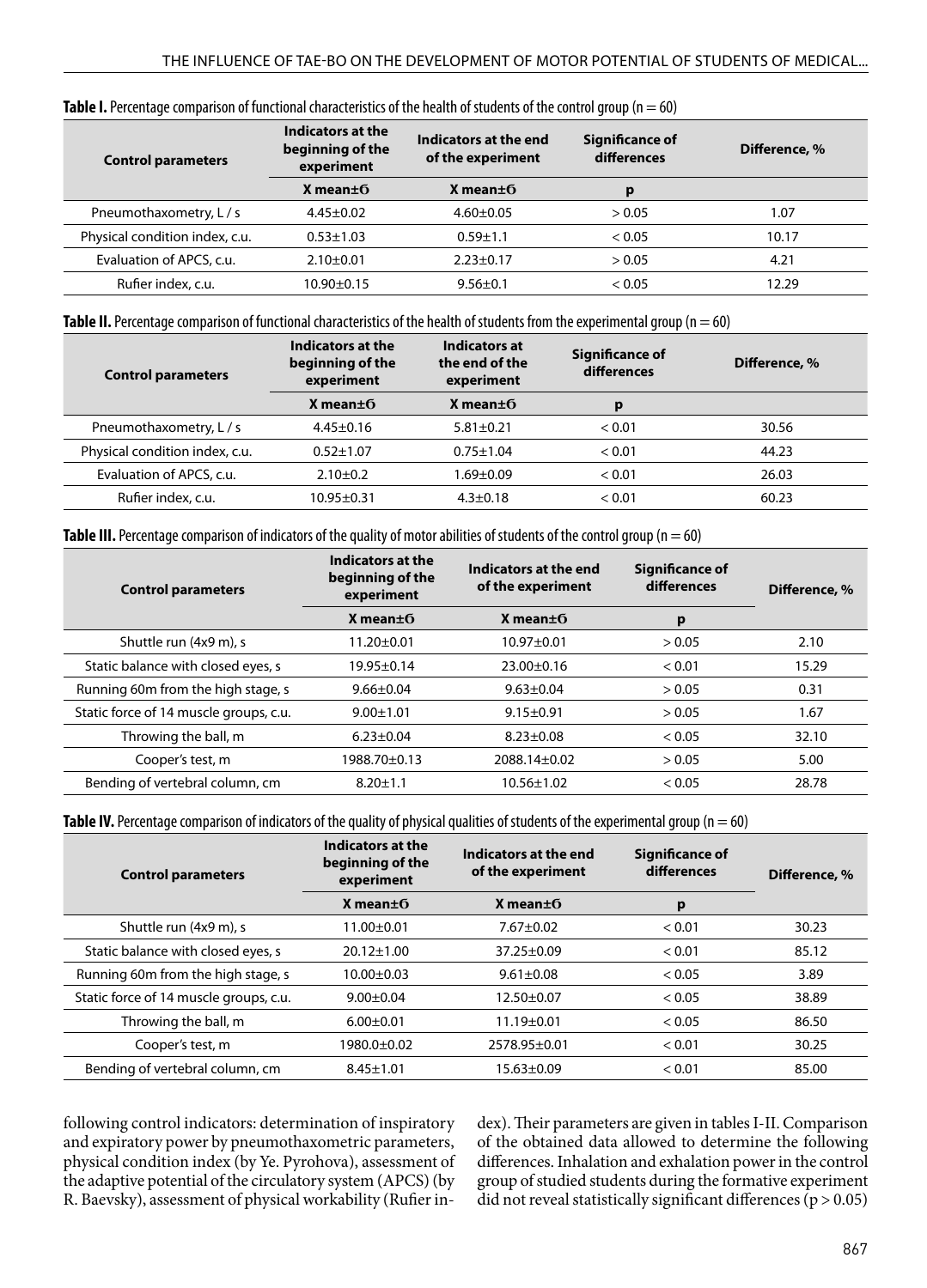**Table I.** Percentage comparison of functional characteristics of the health of students of the control group (n = 60)

| Control parameters | Indicators at the beginning of the experiment | Indicators at the end of the experiment | Significance of differences | Difference, % |
|---|---|---|---|---|
| | X mean±σ | X mean±σ | p | |
| Pneumothaxometry, L / s | 4.45±0.02 | 4.60±0.05 | > 0.05 | 1.07 |
| Physical condition index, c.u. | 0.53±1.03 | 0.59±1.1 | < 0.05 | 10.17 |
| Evaluation of APCS, c.u. | 2.10±0.01 | 2.23±0.17 | > 0.05 | 4.21 |
| Rufier index, c.u. | 10.90±0.15 | 9.56±0.1 | < 0.05 | 12.29 |

**Table II.** Percentage comparison of functional characteristics of the health of students from the experimental group (n = 60)

| Control parameters | Indicators at the beginning of the experiment | Indicators at the end of the experiment | Significance of differences | Difference, % |
|---|---|---|---|---|
| | X mean±σ | X mean±σ | p | |
| Pneumothaxometry, L / s | 4.45±0.16 | 5.81±0.21 | < 0.01 | 30.56 |
| Physical condition index, c.u. | 0.52±1.07 | 0.75±1.04 | < 0.01 | 44.23 |
| Evaluation of APCS, c.u. | 2.10±0.2 | 1.69±0.09 | < 0.01 | 26.03 |
| Rufier index, c.u. | 10.95±0.31 | 4.3±0.18 | < 0.01 | 60.23 |

**Table III.** Percentage comparison of indicators of the quality of motor abilities of students of the control group (n = 60)

| Control parameters | Indicators at the beginning of the experiment | Indicators at the end of the experiment | Significance of differences | Difference, % |
|---|---|---|---|---|
| | X mean±σ | X mean±σ | p | |
| Shuttle run (4x9 m), s | 11.20±0.01 | 10.97±0.01 | > 0.05 | 2.10 |
| Static balance with closed eyes, s | 19.95±0.14 | 23.00±0.16 | < 0.01 | 15.29 |
| Running 60m from the high stage, s | 9.66±0.04 | 9.63±0.04 | > 0.05 | 0.31 |
| Static force of 14 muscle groups, c.u. | 9.00±1.01 | 9.15±0.91 | > 0.05 | 1.67 |
| Throwing the ball, m | 6.23±0.04 | 8.23±0.08 | < 0.05 | 32.10 |
| Cooper's test, m | 1988.70±0.13 | 2088.14±0.02 | > 0.05 | 5.00 |
| Bending of vertebral column, cm | 8.20±1.1 | 10.56±1.02 | < 0.05 | 28.78 |

**Table IV.** Percentage comparison of indicators of the quality of physical qualities of students of the experimental group (n = 60)

| Control parameters | Indicators at the beginning of the experiment | Indicators at the end of the experiment | Significance of differences | Difference, % |
|---|---|---|---|---|
| | X mean±σ | X mean±σ | p | |
| Shuttle run (4x9 m), s | 11.00±0.01 | 7.67±0.02 | < 0.01 | 30.23 |
| Static balance with closed eyes, s | 20.12±1.00 | 37.25±0.09 | < 0.01 | 85.12 |
| Running 60m from the high stage, s | 10.00±0.03 | 9.61±0.08 | < 0.05 | 3.89 |
| Static force of 14 muscle groups, c.u. | 9.00±0.04 | 12.50±0.07 | < 0.05 | 38.89 |
| Throwing the ball, m | 6.00±0.01 | 11.19±0.01 | < 0.05 | 86.50 |
| Cooper's test, m | 1980.0±0.02 | 2578.95±0.01 | < 0.01 | 30.25 |
| Bending of vertebral column, cm | 8.45±1.01 | 15.63±0.09 | < 0.01 | 85.00 |

following control indicators: determination of inspiratory and expiratory power by pneumothaxometric parameters, physical condition index (by Ye. Pyrohova), assessment of the adaptive potential of the circulatory system (APCS) (by R. Baevsky), assessment of physical workability (Rufier index). Their parameters are given in tables I-II. Comparison of the obtained data allowed to determine the following differences. Inhalation and exhalation power in the control group of studied students during the formative experiment did not reveal statistically significant differences ($p > 0.05$)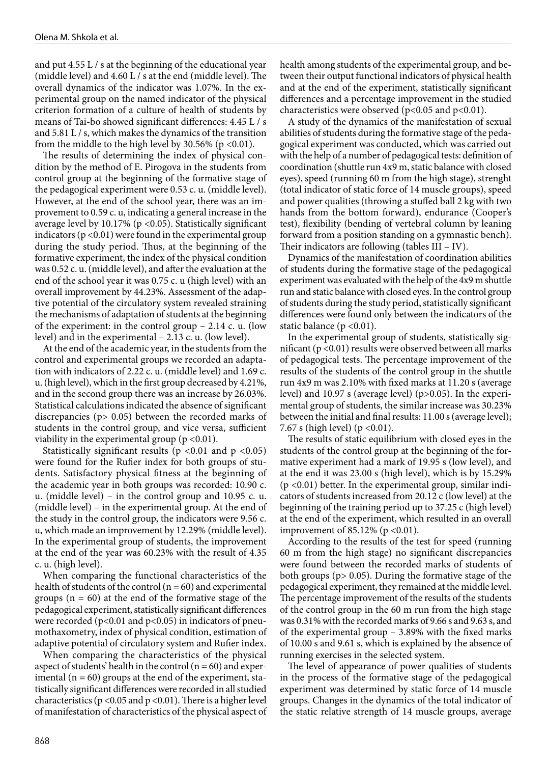and put 4.55 L / s at the beginning of the educational year (middle level) and 4.60 L / s at the end (middle level). The overall dynamics of the indicator was 1.07%. In the experimental group on the named indicator of the physical criterion formation of a culture of health of students by means of Tai-bo showed significant differences: 4.45 L / s and 5.81 L / s, which makes the dynamics of the transition from the middle to the high level by 30.56% ($p < 0.01$).

The results of determining the index of physical condition by the method of E. Pirogova in the students from control group at the beginning of the formative stage of the pedagogical experiment were 0.53 c. u. (middle level). However, at the end of the school year, there was an improvement to 0.59 c. u, indicating a general increase in the average level by 10.17% ($p < 0.05$). Statistically significant indicators ($p < 0.01$) were found in the experimental group during the study period. Thus, at the beginning of the formative experiment, the index of the physical condition was 0.52 c. u. (middle level), and after the evaluation at the end of the school year it was 0.75 c. u (high level) with an overall improvement by 44.23%. Assessment of the adaptive potential of the circulatory system revealed straining the mechanisms of adaptation of students at the beginning of the experiment: in the control group – 2.14 c. u. (low level) and in the experimental – 2.13 c. u. (low level).

At the end of the academic year, in the students from the control and experimental groups we recorded an adaptation with indicators of 2.22 c. u. (middle level) and 1.69 c. u. (high level), which in the first group decreased by 4.21%, and in the second group there was an increase by 26.03%. Statistical calculations indicated the absence of significant discrepancies ($p > 0.05$) between the recorded marks of students in the control group, and vice versa, sufficient viability in the experimental group ($p < 0.01$).

Statistically significant results ($p < 0.01$ and $p < 0.05$) were found for the Rufier index for both groups of students. Satisfactory physical fitness at the beginning of the academic year in both groups was recorded: 10.90 c. u. (middle level) – in the control group and 10.95 c. u. (middle level) – in the experimental group. At the end of the study in the control group, the indicators were 9.56 c. u, which made an improvement by 12.29% (middle level). In the experimental group of students, the improvement at the end of the year was 60.23% with the result of 4.35 c. u. (high level).

When comparing the functional characteristics of the health of students of the control ($n = 60$) and experimental groups ($n = 60$) at the end of the formative stage of the pedagogical experiment, statistically significant differences were recorded ($p < 0.01$ and $p < 0.05$) in indicators of pneumothaxometry, index of physical condition, estimation of adaptive potential of circulatory system and Rufier index.

When comparing the characteristics of the physical aspect of students' health in the control ($n = 60$) and experimental ($n = 60$) groups at the end of the experiment, statistically significant differences were recorded in all studied characteristics ($p < 0.05$ and $p < 0.01$). There is a higher level of manifestation of characteristics of the physical aspect of health among students of the experimental group, and between their output functional indicators of physical health and at the end of the experiment, statistically significant differences and a percentage improvement in the studied characteristics were observed ($p < 0.05$ and $p < 0.01$).

A study of the dynamics of the manifestation of sexual abilities of students during the formative stage of the pedagogical experiment was conducted, which was carried out with the help of a number of pedagogical tests: definition of coordination (shuttle run 4x9 m, static balance with closed eyes), speed (running 60 m from the high stage), strenght (total indicator of static force of 14 muscle groups), speed and power qualities (throwing a stuffed ball 2 kg with two hands from the bottom forward), endurance (Cooper's test), flexibility (bending of vertebral column by leaning forward from a position standing on a gymnastic bench). Their indicators are following (tables III – IV).

Dynamics of the manifestation of coordination abilities of students during the formative stage of the pedagogical experiment was evaluated with the help of the 4x9 m shuttle run and static balance with closed eyes. In the control group of students during the study period, statistically significant differences were found only between the indicators of the static balance ($p < 0.01$).

In the experimental group of students, statistically significant ($p < 0.01$) results were observed between all marks of pedagogical tests. The percentage improvement of the results of the students of the control group in the shuttle run 4x9 m was 2.10% with fixed marks at 11.20 s (average level) and 10.97 s (average level) ($p > 0.05$). In the experimental group of students, the similar increase was 30.23% between the initial and final results: 11.00 s (average level); 7.67 s (high level) ($p < 0.01$).

The results of static equilibrium with closed eyes in the students of the control group at the beginning of the formative experiment had a mark of 19.95 s (low level), and at the end it was 23.00 s (high level), which is by 15.29% ($p < 0.01$) better. In the experimental group, similar indicators of students increased from 20.12 c (low level) at the beginning of the training period up to 37.25 c (high level) at the end of the experiment, which resulted in an overall improvement of 85.12% ($p < 0.01$).

According to the results of the test for speed (running 60 m from the high stage) no significant discrepancies were found between the recorded marks of students of both groups ($p > 0.05$). During the formative stage of the pedagogical experiment, they remained at the middle level. The percentage improvement of the results of the students of the control group in the 60 m run from the high stage was 0.31% with the recorded marks of 9.66 s and 9.63 s, and of the experimental group – 3.89% with the fixed marks of 10.00 s and 9.61 s, which is explained by the absence of running exercises in the selected system.

The level of appearance of power qualities of students in the process of the formative stage of the pedagogical experiment was determined by static force of 14 muscle groups. Changes in the dynamics of the total indicator of the static relative strength of 14 muscle groups, average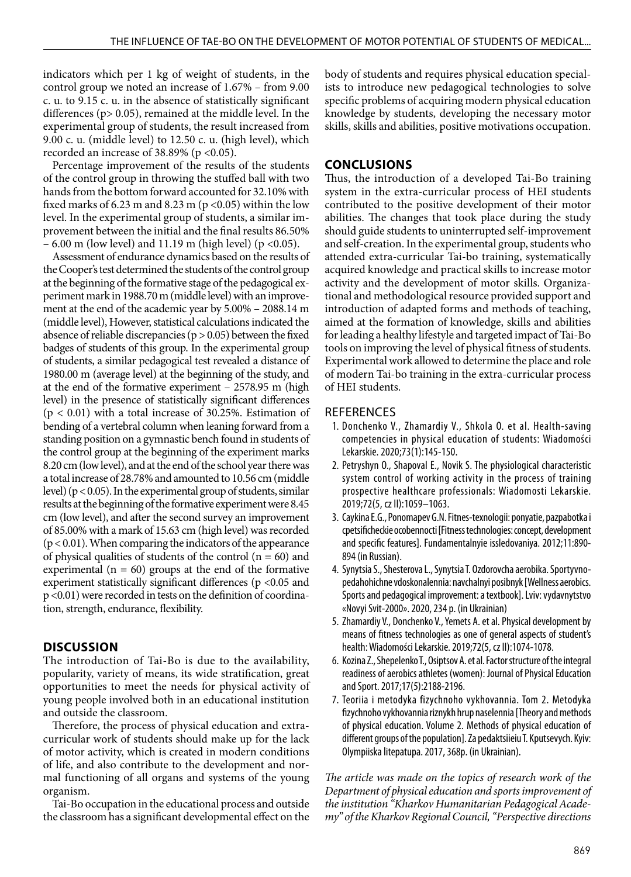indicators which per 1 kg of weight of students, in the control group we noted an increase of 1.67% – from 9.00 c. u. to 9.15 c. u. in the absence of statistically significant differences ($p > 0.05$), remained at the middle level. In the experimental group of students, the result increased from 9.00 c. u. (middle level) to 12.50 c. u. (high level), which recorded an increase of 38.89% ($p < 0.05$).

Percentage improvement of the results of the students of the control group in throwing the stuffed ball with two hands from the bottom forward accounted for 32.10% with fixed marks of 6.23 m and 8.23 m ($p < 0.05$) within the low level. In the experimental group of students, a similar improvement between the initial and the final results 86.50% – 6.00 m (low level) and 11.19 m (high level) ($p < 0.05$).

Assessment of endurance dynamics based on the results of the Cooper's test determined the students of the control group at the beginning of the formative stage of the pedagogical experiment mark in 1988.70 m (middle level) with an improvement at the end of the academic year by 5.00% – 2088.14 m (middle level), However, statistical calculations indicated the absence of reliable discrepancies ($p > 0.05$) between the fixed badges of students of this group. In the experimental group of students, a similar pedagogical test revealed a distance of 1980.00 m (average level) at the beginning of the study, and at the end of the formative experiment – 2578.95 m (high level) in the presence of statistically significant differences ($p < 0.01$) with a total increase of 30.25%. Estimation of bending of a vertebral column when leaning forward from a standing position on a gymnastic bench found in students of the control group at the beginning of the experiment marks 8.20 cm (low level), and at the end of the school year there was a total increase of 28.78% and amounted to 10.56 cm (middle level) ($p < 0.05$). In the experimental group of students, similar results at the beginning of the formative experiment were 8.45 cm (low level), and after the second survey an improvement of 85.00% with a mark of 15.63 cm (high level) was recorded ($p < 0.01$). When comparing the indicators of the appearance of physical qualities of students of the control ($n = 60$) and experimental ($n = 60$) groups at the end of the formative experiment statistically significant differences ($p < 0.05$ and $p < 0.01$) were recorded in tests on the definition of coordination, strength, endurance, flexibility.

## DISCUSSION

The introduction of Tai-Bo is due to the availability, popularity, variety of means, its wide stratification, great opportunities to meet the needs for physical activity of young people involved both in an educational institution and outside the classroom.

Therefore, the process of physical education and extra-curricular work of students should make up for the lack of motor activity, which is created in modern conditions of life, and also contribute to the development and normal functioning of all organs and systems of the young organism.

Tai-Bo occupation in the educational process and outside the classroom has a significant developmental effect on the body of students and requires physical education specialists to introduce new pedagogical technologies to solve specific problems of acquiring modern physical education knowledge by students, developing the necessary motor skills, skills and abilities, positive motivations occupation.

## CONCLUSIONS

Thus, the introduction of a developed Tai-Bo training system in the extra-curricular process of HEI students contributed to the positive development of their motor abilities. The changes that took place during the study should guide students to uninterrupted self-improvement and self-creation. In the experimental group, students who attended extra-curricular Tai-bo training, systematically acquired knowledge and practical skills to increase motor activity and the development of motor skills. Organizational and methodological resource provided support and introduction of adapted forms and methods of teaching, aimed at the formation of knowledge, skills and abilities for leading a healthy lifestyle and targeted impact of Tai-Bo tools on improving the level of physical fitness of students. Experimental work allowed to determine the place and role of modern Tai-bo training in the extra-curricular process of HEI students.

## REFERENCES

1. Donchenko V., Zhamardiy V., Shkola O. et al. Health-saving competencies in physical education of students: Wiadomości Lekarskie. 2020;73(1):145-150.
2. Petryshyn O., Shapoval E., Novik S. The physiological characteristic system control of working activity in the process of training prospective healthcare professionals: Wiadomosti Lekarskie. 2019;72(5, cz II):1059–1063.
3. Caykina E.G., Ponomapev G.N. Fitnes-texnologii: ponyatie, pazpabotka i cpetsificheckie ocobennocti [Fitness technologies: concept, development and specific features]. Fundamentalnyie issledovaniya. 2012;11:890-894 (in Russian).
4. Synytsia S., Shesterova L., Synytsia T. Ozdorovcha aerobika. Sportyvno-pedahohichne vdoskonalennia: navchalnyi posibnyk [Wellness aerobics. Sports and pedagogical improvement: a textbook]. Lviv: vydavnytstvo «Novyi Svit-2000». 2020, 234 p. (in Ukrainian)
5. Zhamardiy V., Donchenko V., Yemets A. et al. Physical development by means of fitness technologies as one of general aspects of student's health: Wiadomości Lekarskie. 2019;72(5, cz II):1074-1078.
6. Kozina Z., Shepelenko T., Osiptsov A. et al. Factor structure of the integral readiness of aerobics athletes (women): Journal of Physical Education and Sport. 2017;17(5):2188-2196.
7. Teoriia i metodyka fizychnoho vykhovannia. Tom 2. Metodyka fizychnoho vykhovannia riznykh hrup naselennia [Theory and methods of physical education. Volume 2. Methods of physical education of different groups of the population]. Za pedaktsiieiu T. Kputsevych. Kyiv: Olympiiska litepatupa. 2017, 368p. (in Ukrainian).

*The article was made on the topics of research work of the Department of physical education and sports improvement of the institution "Kharkov Humanitarian Pedagogical Academy" of the Kharkov Regional Council, "Perspective directions*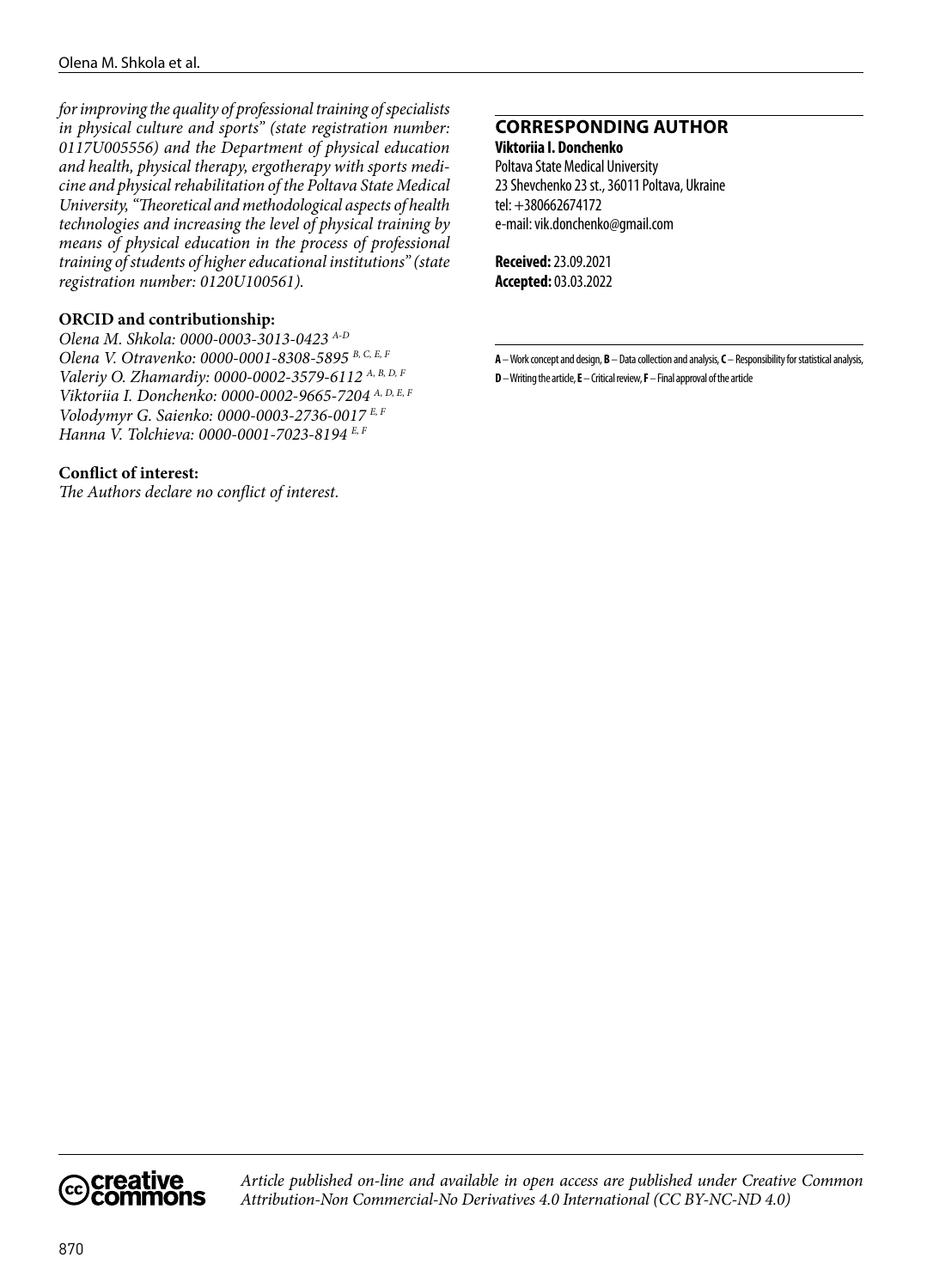*for improving the quality of professional training of specialists in physical culture and sports" (state registration number: 0117U005556) and the Department of physical education and health, physical therapy, ergotherapy with sports medicine and physical rehabilitation of the Poltava State Medical University, "Theoretical and methodological aspects of health technologies and increasing the level of physical training by means of physical education in the process of professional training of students of higher educational institutions" (state registration number: 0120U100561).*

**ORCID and contributionship:**

*Olena M. Shkola: 0000-0003-3013-0423* [A-D]
*Olena V. Otravenko: 0000-0001-8308-5895* [B, C, E, F]
*Valeriy O. Zhamardiy: 0000-0002-3579-6112* [A, B, D, F]
*Viktoriia I. Donchenko: 0000-0002-9665-7204* [A, D, E, F]
*Volodymyr G. Saienko: 0000-0003-2736-0017* [E, F]
*Hanna V. Tolchieva: 0000-0001-7023-8194* [E, F]

**Conflict of interest:**

*The Authors declare no conflict of interest.*

## CORRESPONDING AUTHOR

**Viktoriia I. Donchenko**
Poltava State Medical University
23 Shevchenko 23 st., 36011 Poltava, Ukraine
tel: +380662674172
e-mail: vik.donchenko@gmail.com

**Received:** 23.09.2021
**Accepted:** 03.03.2022

**A** – Work concept and design, **B** – Data collection and analysis, **C** – Responsibility for statistical analysis, **D** – Writing the article, **E** – Critical review, **F** – Final approval of the article

*Article published on-line and available in open access are published under Creative Common Attribution-Non Commercial-No Derivatives 4.0 International (CC BY-NC-ND 4.0)*